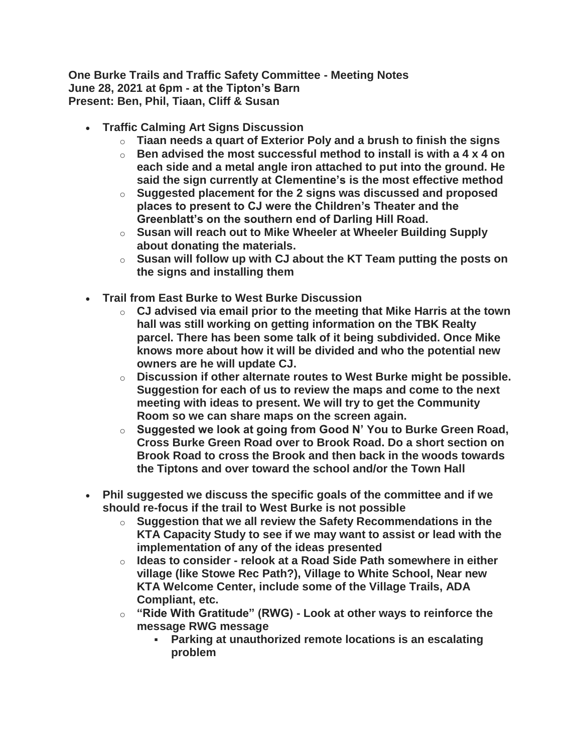**One Burke Trails and Traffic Safety Committee - Meeting Notes**
**June 28, 2021 at 6pm - at the Tipton's Barn**
**Present: Ben, Phil, Tiaan, Cliff & Susan**

- **Traffic Calming Art Signs Discussion**
  - **Tiaan needs a quart of Exterior Poly and a brush to finish the signs**
  - **Ben advised the most successful method to install is with a 4 x 4 on each side and a metal angle iron attached to put into the ground. He said the sign currently at Clementine's is the most effective method**
  - **Suggested placement for the 2 signs was discussed and proposed places to present to CJ were the Children's Theater and the Greenblatt's on the southern end of Darling Hill Road.**
  - **Susan will reach out to Mike Wheeler at Wheeler Building Supply about donating the materials.**
  - **Susan will follow up with CJ about the KT Team putting the posts on the signs and installing them**

- **Trail from East Burke to West Burke Discussion**
  - **CJ advised via email prior to the meeting that Mike Harris at the town hall was still working on getting information on the TBK Realty parcel. There has been some talk of it being subdivided. Once Mike knows more about how it will be divided and who the potential new owners are he will update CJ.**
  - **Discussion if other alternate routes to West Burke might be possible. Suggestion for each of us to review the maps and come to the next meeting with ideas to present. We will try to get the Community Room so we can share maps on the screen again.**
  - **Suggested we look at going from Good N' You to Burke Green Road, Cross Burke Green Road over to Brook Road. Do a short section on Brook Road to cross the Brook and then back in the woods towards the Tiptons and over toward the school and/or the Town Hall**

- **Phil suggested we discuss the specific goals of the committee and if we should re-focus if the trail to West Burke is not possible**
  - **Suggestion that we all review the Safety Recommendations in the KTA Capacity Study to see if we may want to assist or lead with the implementation of any of the ideas presented**
  - **Ideas to consider - relook at a Road Side Path somewhere in either village (like Stowe Rec Path?), Village to White School, Near new KTA Welcome Center, include some of the Village Trails, ADA Compliant, etc.**
  - **"Ride With Gratitude" (RWG) - Look at other ways to reinforce the message RWG message**
    - **Parking at unauthorized remote locations is an escalating problem**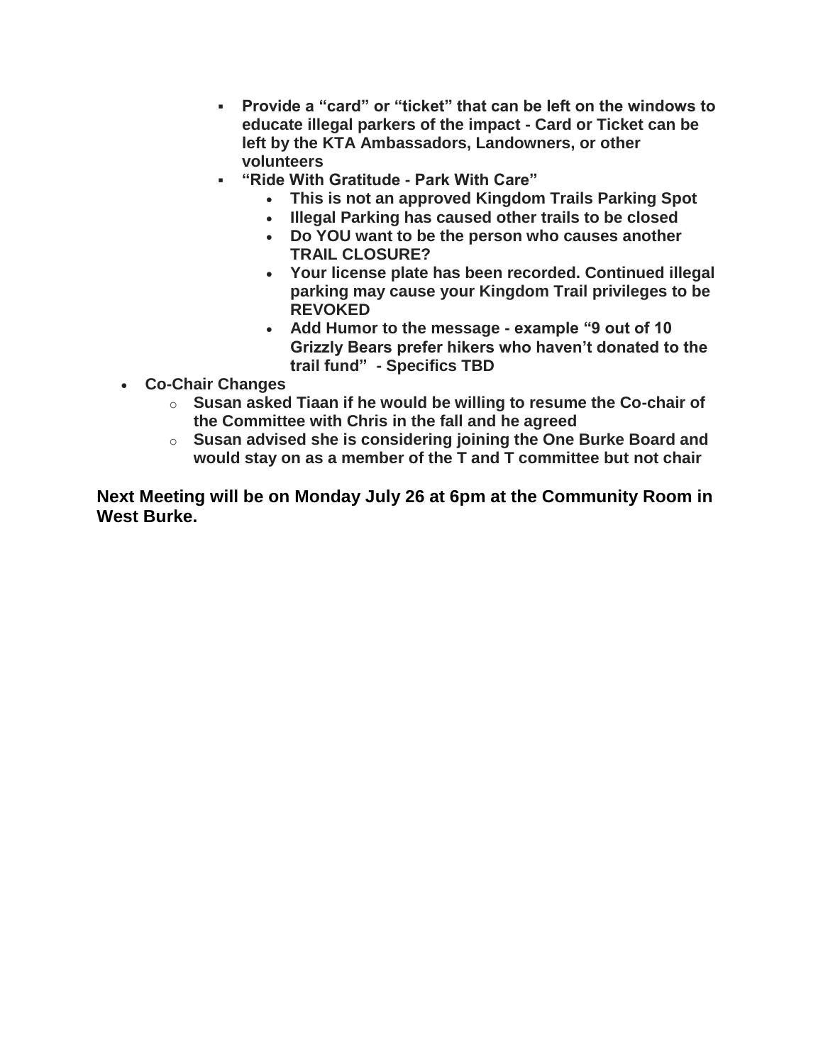- **Provide a "card" or "ticket" that can be left on the windows to educate illegal parkers of the impact - Card or Ticket can be left by the KTA Ambassadors, Landowners, or other volunteers**
        - **"Ride With Gratitude - Park With Care"**
            - **This is not an approved Kingdom Trails Parking Spot**
            - **Illegal Parking has caused other trails to be closed**
            - **Do YOU want to be the person who causes another TRAIL CLOSURE?**
            - **Your license plate has been recorded. Continued illegal parking may cause your Kingdom Trail privileges to be REVOKED**
            - **Add Humor to the message - example "9 out of 10 Grizzly Bears prefer hikers who haven't donated to the trail fund" - Specifics TBD**

- **Co-Chair Changes**
    - **Susan asked Tiaan if he would be willing to resume the Co-chair of the Committee with Chris in the fall and he agreed**
    - **Susan advised she is considering joining the One Burke Board and would stay on as a member of the T and T committee but not chair**

**Next Meeting will be on Monday July 26 at 6pm at the Community Room in West Burke.**